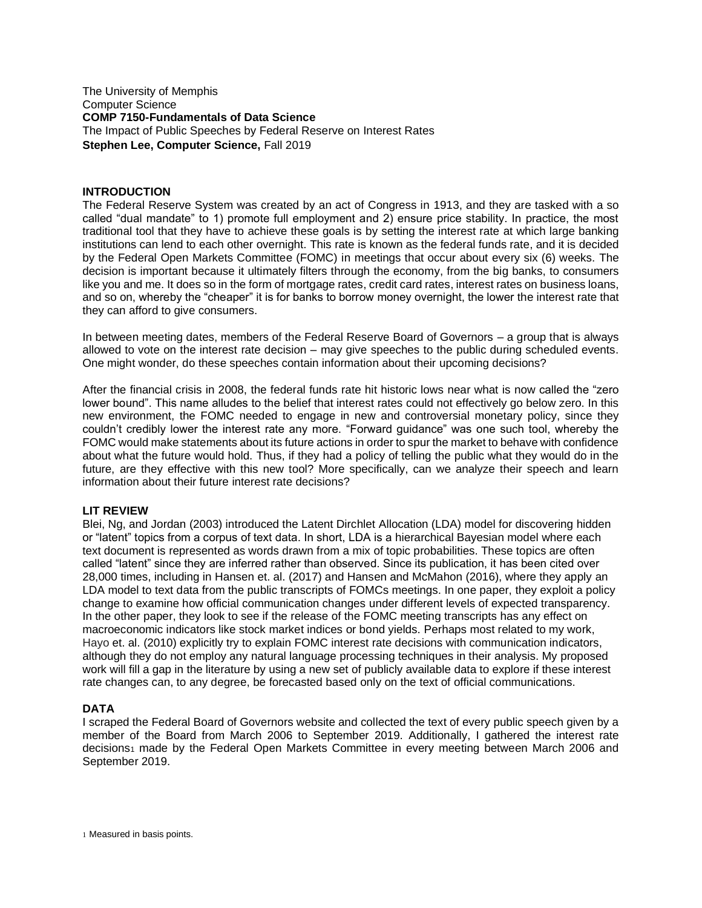The University of Memphis
Computer Science
**COMP 7150-Fundamentals of Data Science**
The Impact of Public Speeches by Federal Reserve on Interest Rates
**Stephen Lee, Computer Science,** Fall 2019

## INTRODUCTION

The Federal Reserve System was created by an act of Congress in 1913, and they are tasked with a so called "dual mandate" to 1) promote full employment and 2) ensure price stability. In practice, the most traditional tool that they have to achieve these goals is by setting the interest rate at which large banking institutions can lend to each other overnight. This rate is known as the federal funds rate, and it is decided by the Federal Open Markets Committee (FOMC) in meetings that occur about every six (6) weeks. The decision is important because it ultimately filters through the economy, from the big banks, to consumers like you and me. It does so in the form of mortgage rates, credit card rates, interest rates on business loans, and so on, whereby the "cheaper" it is for banks to borrow money overnight, the lower the interest rate that they can afford to give consumers.

In between meeting dates, members of the Federal Reserve Board of Governors – a group that is always allowed to vote on the interest rate decision – may give speeches to the public during scheduled events. One might wonder, do these speeches contain information about their upcoming decisions?

After the financial crisis in 2008, the federal funds rate hit historic lows near what is now called the "zero lower bound". This name alludes to the belief that interest rates could not effectively go below zero. In this new environment, the FOMC needed to engage in new and controversial monetary policy, since they couldn't credibly lower the interest rate any more. "Forward guidance" was one such tool, whereby the FOMC would make statements about its future actions in order to spur the market to behave with confidence about what the future would hold. Thus, if they had a policy of telling the public what they would do in the future, are they effective with this new tool? More specifically, can we analyze their speech and learn information about their future interest rate decisions?

## LIT REVIEW

Blei, Ng, and Jordan (2003) introduced the Latent Dirchlet Allocation (LDA) model for discovering hidden or "latent" topics from a corpus of text data. In short, LDA is a hierarchical Bayesian model where each text document is represented as words drawn from a mix of topic probabilities. These topics are often called "latent" since they are inferred rather than observed. Since its publication, it has been cited over 28,000 times, including in Hansen et. al. (2017) and Hansen and McMahon (2016), where they apply an LDA model to text data from the public transcripts of FOMCs meetings. In one paper, they exploit a policy change to examine how official communication changes under different levels of expected transparency. In the other paper, they look to see if the release of the FOMC meeting transcripts has any effect on macroeconomic indicators like stock market indices or bond yields. Perhaps most related to my work, Hayo et. al. (2010) explicitly try to explain FOMC interest rate decisions with communication indicators, although they do not employ any natural language processing techniques in their analysis. My proposed work will fill a gap in the literature by using a new set of publicly available data to explore if these interest rate changes can, to any degree, be forecasted based only on the text of official communications.

## DATA

I scraped the Federal Board of Governors website and collected the text of every public speech given by a member of the Board from March 2006 to September 2019. Additionally, I gathered the interest rate decisions[1] made by the Federal Open Markets Committee in every meeting between March 2006 and September 2019.

[1] Measured in basis points.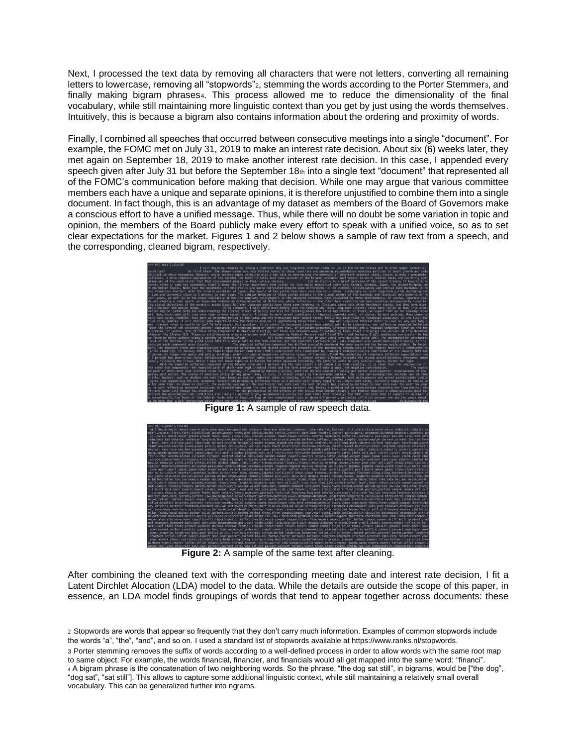Next, I processed the text data by removing all characters that were not letters, converting all remaining letters to lowercase, removing all "stopwords"[2], stemming the words according to the Porter Stemmer[3], and finally making bigram phrases[4]. This process allowed me to reduce the dimensionality of the final vocabulary, while still maintaining more linguistic context than you get by just using the words themselves. Intuitively, this is because a bigram also contains information about the ordering and proximity of words.

Finally, I combined all speeches that occurred between consecutive meetings into a single "document". For example, the FOMC met on July 31, 2019 to make an interest rate decision. About six (6) weeks later, they met again on September 18, 2019 to make another interest rate decision. In this case, I appended every speech given after July 31 but before the September 18th into a single text "document" that represented all of the FOMC's communication before making that decision. While one may argue that various committee members each have a unique and separate opinions, it is therefore unjustified to combine them into a single document. In fact though, this is an advantage of my dataset as members of the Board of Governors make a conscious effort to have a unified message. Thus, while there will no doubt be some variation in topic and opinion, the members of the Board publicly make every effort to speak with a unified voice, so as to set clear expectations for the market. Figures 1 and 2 below shows a sample of raw text from a speech, and the corresponding, cleaned bigram, respectively.

**Figure 1:** A sample of raw speech data.

**Figure 2:** A sample of the same text after cleaning.

After combining the cleaned text with the corresponding meeting date and interest rate decision, I fit a Latent Dirchlet Alocation (LDA) model to the data. While the details are outside the scope of this paper, in essence, an LDA model finds groupings of words that tend to appear together across documents: these

[2] Stopwords are words that appear so frequently that they don't carry much information. Examples of common stopwords include the words "a", "the", "and", and so on. I used a standard list of stopwords available at https://www.ranks.nl/stopwords.

[3] Porter stemming removes the suffix of words according to a well-defined process in order to allow words with the same root map to same object. For example, the words financial, financier, and financials would all get mapped into the same word: "financi".

[4] A bigram phrase is the concatenation of two neighboring words. So the phrase, "the dog sat still", in bigrams, would be ["the dog", "dog sat", "sat still"]. This allows to capture some additional linguistic context, while still maintaining a relatively small overall vocabulary. This can be generalized further into ngrams.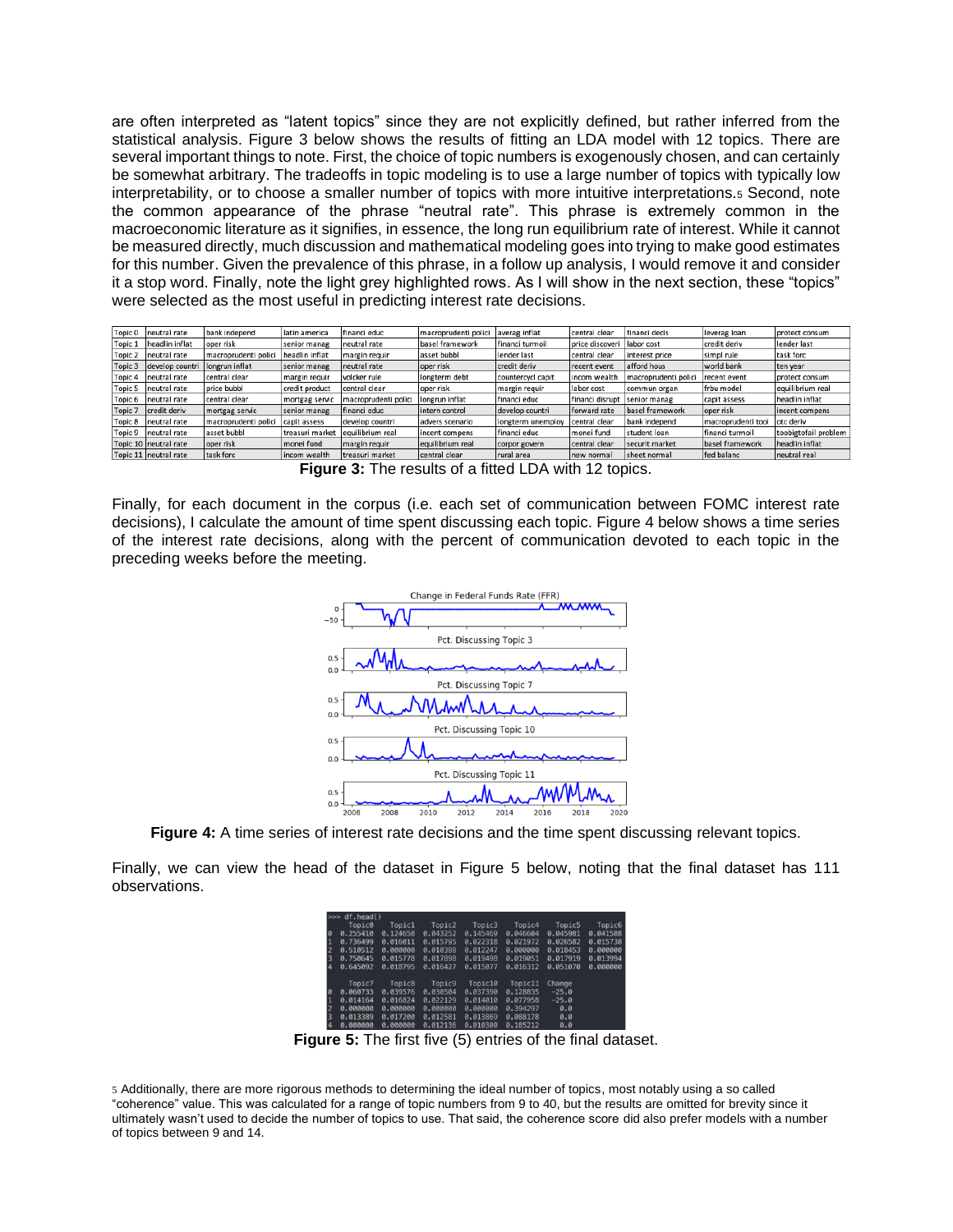are often interpreted as "latent topics" since they are not explicitly defined, but rather inferred from the statistical analysis. Figure 3 below shows the results of fitting an LDA model with 12 topics. There are several important things to note. First, the choice of topic numbers is exogenously chosen, and can certainly be somewhat arbitrary. The tradeoffs in topic modeling is to use a large number of topics with typically low interpretability, or to choose a smaller number of topics with more intuitive interpretations.[5] Second, note the common appearance of the phrase "neutral rate". This phrase is extremely common in the macroeconomic literature as it signifies, in essence, the long run equilibrium rate of interest. While it cannot be measured directly, much discussion and mathematical modeling goes into trying to make good estimates for this number. Given the prevalence of this phrase, in a follow up analysis, I would remove it and consider it a stop word. Finally, note the light grey highlighted rows. As I will show in the next section, these "topics" were selected as the most useful in predicting interest rate decisions.

| | | | | | | | | | | |
|---|---|---|---|---|---|---|---|---|---|---|
| Topic 0 | neutral rate | bank independ | latin america | financi educ | macroprudenti polici | averag inflat | central clear | financi decis | leverag loan | protect consum |
| Topic 1 | headlin inflat | oper risk | senior manag | neutral rate | basel framework | financi turmoil | price discoveri | labor cost | credit deriv | lender last |
| Topic 2 | neutral rate | macroprudenti polici | headlin inflat | margin requir | asset bubbl | lender last | central clear | interest price | simpl rule | task forc |
| Topic 3 | develop countri | longrun inflat | senior manag | neutral rate | oper risk | credit deriv | recent event | afford hous | world bank | ten year |
| Topic 4 | neutral rate | central clear | margin requir | volcker rule | longterm debt | countercycl capit | incom wealth | macroprudenti polici | recent event | protect consum |
| Topic 5 | neutral rate | price bubbl | credit product | central clear | oper risk | margin requir | labor cost | commun organ | frbu model | equilibrium real |
| Topic 6 | neutral rate | central clear | mortgag servic | macroprudenti polici | longrun inflat | financi educ | financi disrupt | senior manag | capit assess | headlin inflat |
| Topic 7 | credit deriv | mortgag servic | senior manag | financi educ | intern control | develop countri | forward rate | basel framework | oper risk | incent compens |
| Topic 8 | neutral rate | macroprudenti polici | capit assess | develop countri | advers scenario | longterm unemploy | central clear | bank independ | macroprudenti tool | otc deriv |
| Topic 9 | neutral rate | asset bubbl | treasuri market | equilibrium real | incent compens | financi educ | monei fund | student loan | financi turmoil | toobigtofail problem |
| Topic 10 | neutral rate | oper risk | monei fund | margin requir | equilibrium real | corpor govern | central clear | securit market | basel framework | headlin inflat |
| Topic 11 | neutral rate | task forc | incom wealth | treasuri market | central clear | rural area | new normal | sheet normal | fed balanc | neutral real |

**Figure 3:** The results of a fitted LDA with 12 topics.

Finally, for each document in the corpus (i.e. each set of communication between FOMC interest rate decisions), I calculate the amount of time spent discussing each topic. Figure 4 below shows a time series of the interest rate decisions, along with the percent of communication devoted to each topic in the preceding weeks before the meeting.

Change in Federal Funds Rate (FFR)
0
−50
Pct. Discussing Topic 3
0.5
0.0
Pct. Discussing Topic 7
0.5
0.0
Pct. Discussing Topic 10
0.5
0.0
Pct. Discussing Topic 11
0.5
0.0
2006 2008 2010 2012 2014 2016 2018 2020

**Figure 4:** A time series of interest rate decisions and the time spent discussing relevant topics.

Finally, we can view the head of the dataset in Figure 5 below, noting that the final dataset has 111 observations.

```
>>> df.head()
     Topic0    Topic1    Topic2    Topic3    Topic4    Topic5    Topic6
0  0.255410  0.124658  0.043252  0.145469  0.046604  0.045981  0.041588
1  0.736499  0.016011  0.015795  0.022318  0.021972  0.026582  0.015738
2  0.510512  0.000000  0.010388  0.012247  0.000000  0.018453  0.000000
3  0.750645  0.015778  0.017898  0.019498  0.019051  0.017919  0.013994
4  0.645092  0.018795  0.016427  0.015077  0.016312  0.051070  0.000000

     Topic7    Topic8    Topic9   Topic10   Topic11  Change
0  0.060733  0.039576  0.030504  0.037390  0.128835   -25.0
1  0.014164  0.016824  0.022129  0.014010  0.077958   -25.0
2  0.000000  0.000000  0.000000  0.000000  0.394297     0.0
3  0.013389  0.017200  0.012581  0.013869  0.088178     0.0
4  0.000000  0.000000  0.012136  0.010300  0.185212     0.0
```

**Figure 5:** The first five (5) entries of the final dataset.

[5] Additionally, there are more rigorous methods to determining the ideal number of topics, most notably using a so called "coherence" value. This was calculated for a range of topic numbers from 9 to 40, but the results are omitted for brevity since it ultimately wasn't used to decide the number of topics to use. That said, the coherence score did also prefer models with a number of topics between 9 and 14.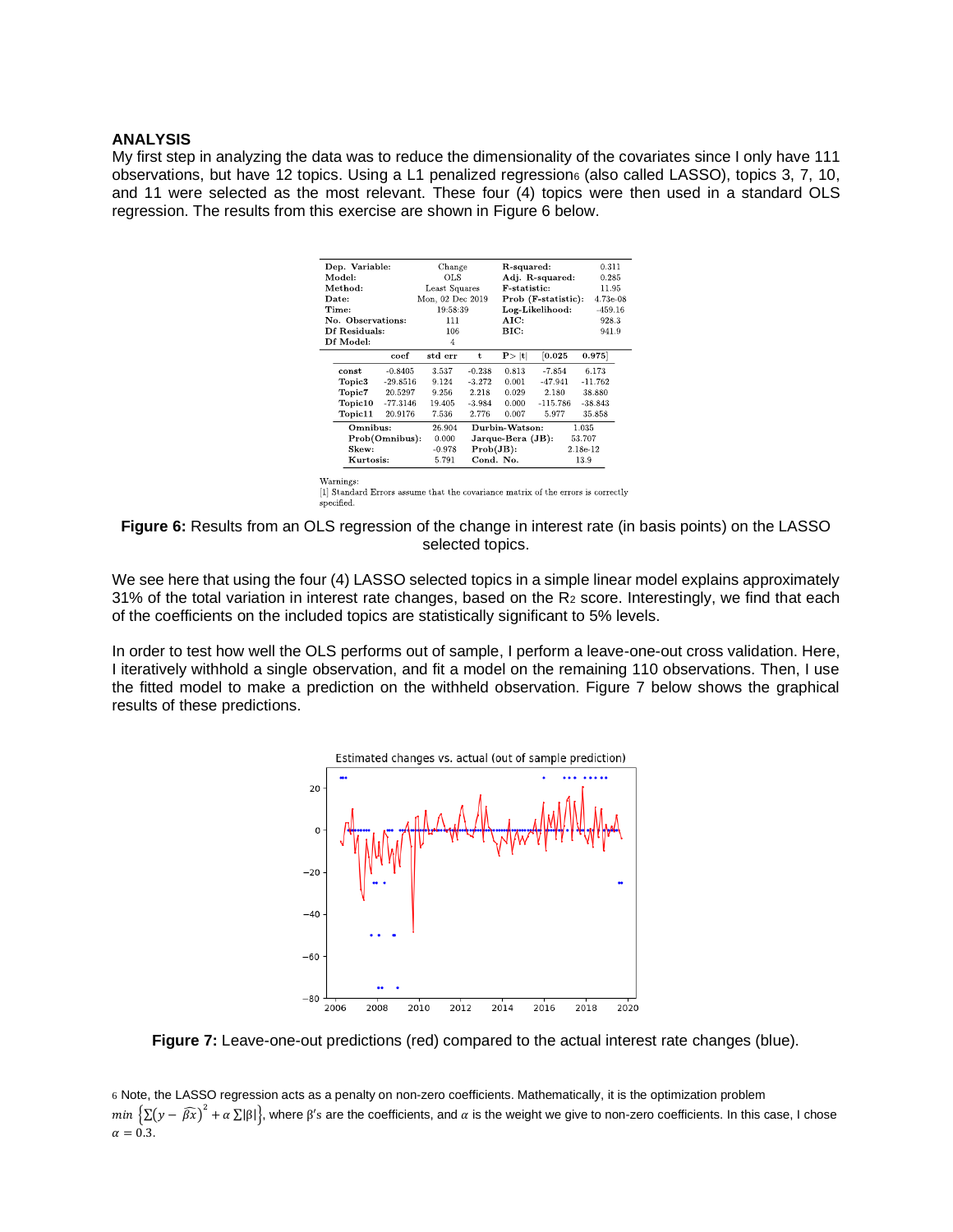## ANALYSIS

My first step in analyzing the data was to reduce the dimensionality of the covariates since I only have 111 observations, but have 12 topics. Using a L1 penalized regression[6] (also called LASSO), topics 3, 7, 10, and 11 were selected as the most relevant. These four (4) topics were then used in a standard OLS regression. The results from this exercise are shown in Figure 6 below.

| | | | |
|---|---|---|---|
| Dep. Variable: | Change | R-squared: | 0.311 |
| Model: | OLS | Adj. R-squared: | 0.285 |
| Method: | Least Squares | F-statistic: | 11.95 |
| Date: | Mon, 02 Dec 2019 | Prob (F-statistic): | 4.73e-08 |
| Time: | 19:58:39 | Log-Likelihood: | -459.16 |
| No. Observations: | 111 | AIC: | 928.3 |
| Df Residuals: | 106 | BIC: | 941.9 |
| Df Model: | 4 | | |

| | coef | std err | t | P>\|t\| | [0.025 | 0.975] |
|---|---|---|---|---|---|---|
| const | -0.8405 | 3.537 | -0.238 | 0.813 | -7.854 | 6.173 |
| Topic3 | -29.8516 | 9.124 | -3.272 | 0.001 | -47.941 | -11.762 |
| Topic7 | 20.5297 | 9.256 | 2.218 | 0.029 | 2.180 | 38.880 |
| Topic10 | -77.3146 | 19.405 | -3.984 | 0.000 | -115.786 | -38.843 |
| Topic11 | 20.9176 | 7.536 | 2.776 | 0.007 | 5.977 | 35.858 |

| | | | |
|---|---|---|---|
| Omnibus: | 26.904 | Durbin-Watson: | 1.035 |
| Prob(Omnibus): | 0.000 | Jarque-Bera (JB): | 53.707 |
| Skew: | -0.978 | Prob(JB): | 2.18e-12 |
| Kurtosis: | 5.791 | Cond. No. | 13.9 |

Warnings:
[1] Standard Errors assume that the covariance matrix of the errors is correctly specified.

**Figure 6:** Results from an OLS regression of the change in interest rate (in basis points) on the LASSO selected topics.

We see here that using the four (4) LASSO selected topics in a simple linear model explains approximately 31% of the total variation in interest rate changes, based on the $R^2$ score. Interestingly, we find that each of the coefficients on the included topics are statistically significant to 5% levels.

In order to test how well the OLS performs out of sample, I perform a leave-one-out cross validation. Here, I iteratively withhold a single observation, and fit a model on the remaining 110 observations. Then, I use the fitted model to make a prediction on the withheld observation. Figure 7 below shows the graphical results of these predictions.

Estimated changes vs. actual (out of sample prediction)

20
0
−20
−40
−60
−80

2006 2008 2010 2012 2014 2016 2018 2020

**Figure 7:** Leave-one-out predictions (red) compared to the actual interest rate changes (blue).

[6] Note, the LASSO regression acts as a penalty on non-zero coefficients. Mathematically, it is the optimization problem $min\ \left\{\sum(y - \widehat{\beta x})^2 + \alpha \sum|\beta|\right\}$, where β's are the coefficients, and $\alpha$ is the weight we give to non-zero coefficients. In this case, I chose $\alpha = 0.3$.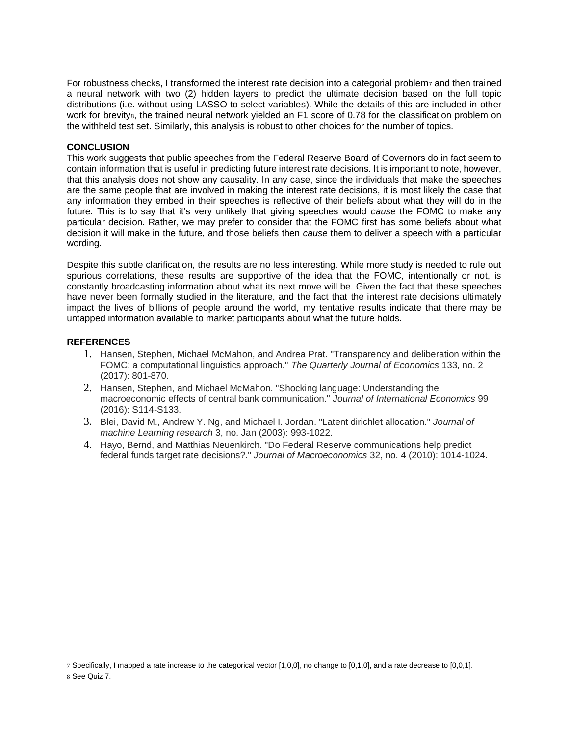For robustness checks, I transformed the interest rate decision into a categorial problem[7] and then trained a neural network with two (2) hidden layers to predict the ultimate decision based on the full topic distributions (i.e. without using LASSO to select variables). While the details of this are included in other work for brevity[8], the trained neural network yielded an F1 score of 0.78 for the classification problem on the withheld test set. Similarly, this analysis is robust to other choices for the number of topics.

**CONCLUSION**

This work suggests that public speeches from the Federal Reserve Board of Governors do in fact seem to contain information that is useful in predicting future interest rate decisions. It is important to note, however, that this analysis does not show any causality. In any case, since the individuals that make the speeches are the same people that are involved in making the interest rate decisions, it is most likely the case that any information they embed in their speeches is reflective of their beliefs about what they will do in the future. This is to say that it's very unlikely that giving speeches would *cause* the FOMC to make any particular decision. Rather, we may prefer to consider that the FOMC first has some beliefs about what decision it will make in the future, and those beliefs then *cause* them to deliver a speech with a particular wording.

Despite this subtle clarification, the results are no less interesting. While more study is needed to rule out spurious correlations, these results are supportive of the idea that the FOMC, intentionally or not, is constantly broadcasting information about what its next move will be. Given the fact that these speeches have never been formally studied in the literature, and the fact that the interest rate decisions ultimately impact the lives of billions of people around the world, my tentative results indicate that there may be untapped information available to market participants about what the future holds.

**REFERENCES**

1. Hansen, Stephen, Michael McMahon, and Andrea Prat. "Transparency and deliberation within the FOMC: a computational linguistics approach." *The Quarterly Journal of Economics* 133, no. 2 (2017): 801-870.
2. Hansen, Stephen, and Michael McMahon. "Shocking language: Understanding the macroeconomic effects of central bank communication." *Journal of International Economics* 99 (2016): S114-S133.
3. Blei, David M., Andrew Y. Ng, and Michael I. Jordan. "Latent dirichlet allocation." *Journal of machine Learning research* 3, no. Jan (2003): 993-1022.
4. Hayo, Bernd, and Matthias Neuenkirch. "Do Federal Reserve communications help predict federal funds target rate decisions?." *Journal of Macroeconomics* 32, no. 4 (2010): 1014-1024.

[7] Specifically, I mapped a rate increase to the categorical vector [1,0,0], no change to [0,1,0], and a rate decrease to [0,0,1].

[8] See Quiz 7.